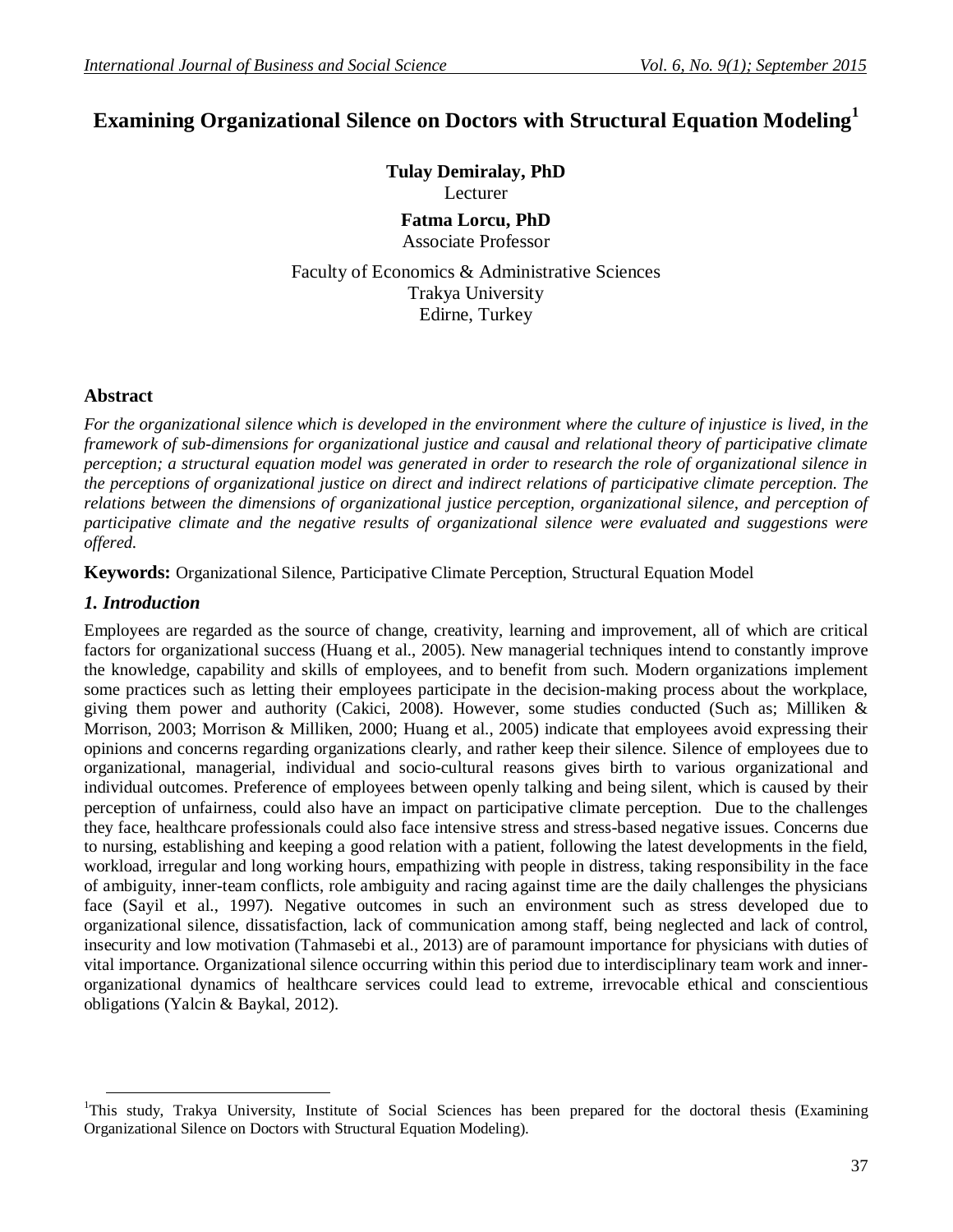# Examining Organizational Silence on Doctors with Structural Equation Modeling[1]

**Tulay Demiralay, PhD**
Lecturer

**Fatma Lorcu, PhD**
Associate Professor

Faculty of Economics & Administrative Sciences
Trakya University
Edirne, Turkey

## Abstract

*For the organizational silence which is developed in the environment where the culture of injustice is lived, in the framework of sub-dimensions for organizational justice and causal and relational theory of participative climate perception; a structural equation model was generated in order to research the role of organizational silence in the perceptions of organizational justice on direct and indirect relations of participative climate perception. The relations between the dimensions of organizational justice perception, organizational silence, and perception of participative climate and the negative results of organizational silence were evaluated and suggestions were offered.*

**Keywords:** Organizational Silence, Participative Climate Perception, Structural Equation Model

## *1. Introduction*

Employees are regarded as the source of change, creativity, learning and improvement, all of which are critical factors for organizational success (Huang et al., 2005). New managerial techniques intend to constantly improve the knowledge, capability and skills of employees, and to benefit from such. Modern organizations implement some practices such as letting their employees participate in the decision-making process about the workplace, giving them power and authority (Cakici, 2008). However, some studies conducted (Such as; Milliken & Morrison, 2003; Morrison & Milliken, 2000; Huang et al., 2005) indicate that employees avoid expressing their opinions and concerns regarding organizations clearly, and rather keep their silence. Silence of employees due to organizational, managerial, individual and socio-cultural reasons gives birth to various organizational and individual outcomes. Preference of employees between openly talking and being silent, which is caused by their perception of unfairness, could also have an impact on participative climate perception. Due to the challenges they face, healthcare professionals could also face intensive stress and stress-based negative issues. Concerns due to nursing, establishing and keeping a good relation with a patient, following the latest developments in the field, workload, irregular and long working hours, empathizing with people in distress, taking responsibility in the face of ambiguity, inner-team conflicts, role ambiguity and racing against time are the daily challenges the physicians face (Sayil et al., 1997). Negative outcomes in such an environment such as stress developed due to organizational silence, dissatisfaction, lack of communication among staff, being neglected and lack of control, insecurity and low motivation (Tahmasebi et al., 2013) are of paramount importance for physicians with duties of vital importance. Organizational silence occurring within this period due to interdisciplinary team work and inner-organizational dynamics of healthcare services could lead to extreme, irrevocable ethical and conscientious obligations (Yalcin & Baykal, 2012).

---

[1]This study, Trakya University, Institute of Social Sciences has been prepared for the doctoral thesis (Examining Organizational Silence on Doctors with Structural Equation Modeling).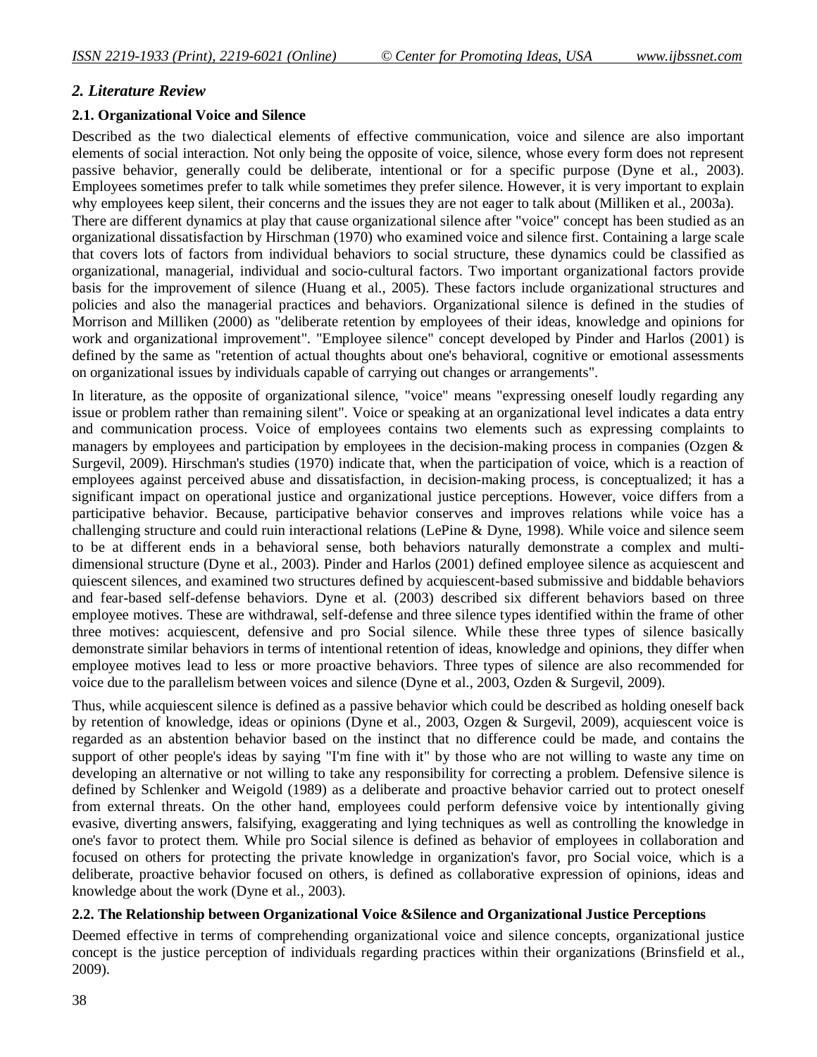## 2. Literature Review

### 2.1. Organizational Voice and Silence

Described as the two dialectical elements of effective communication, voice and silence are also important elements of social interaction. Not only being the opposite of voice, silence, whose every form does not represent passive behavior, generally could be deliberate, intentional or for a specific purpose (Dyne et al., 2003). Employees sometimes prefer to talk while sometimes they prefer silence. However, it is very important to explain why employees keep silent, their concerns and the issues they are not eager to talk about (Milliken et al., 2003a).

There are different dynamics at play that cause organizational silence after "voice" concept has been studied as an organizational dissatisfaction by Hirschman (1970) who examined voice and silence first. Containing a large scale that covers lots of factors from individual behaviors to social structure, these dynamics could be classified as organizational, managerial, individual and socio-cultural factors. Two important organizational factors provide basis for the improvement of silence (Huang et al., 2005). These factors include organizational structures and policies and also the managerial practices and behaviors. Organizational silence is defined in the studies of Morrison and Milliken (2000) as "deliberate retention by employees of their ideas, knowledge and opinions for work and organizational improvement". "Employee silence" concept developed by Pinder and Harlos (2001) is defined by the same as "retention of actual thoughts about one's behavioral, cognitive or emotional assessments on organizational issues by individuals capable of carrying out changes or arrangements".

In literature, as the opposite of organizational silence, "voice" means "expressing oneself loudly regarding any issue or problem rather than remaining silent". Voice or speaking at an organizational level indicates a data entry and communication process. Voice of employees contains two elements such as expressing complaints to managers by employees and participation by employees in the decision-making process in companies (Ozgen & Surgevil, 2009). Hirschman's studies (1970) indicate that, when the participation of voice, which is a reaction of employees against perceived abuse and dissatisfaction, in decision-making process, is conceptualized; it has a significant impact on operational justice and organizational justice perceptions. However, voice differs from a participative behavior. Because, participative behavior conserves and improves relations while voice has a challenging structure and could ruin interactional relations (LePine & Dyne, 1998). While voice and silence seem to be at different ends in a behavioral sense, both behaviors naturally demonstrate a complex and multi-dimensional structure (Dyne et al., 2003). Pinder and Harlos (2001) defined employee silence as acquiescent and quiescent silences, and examined two structures defined by acquiescent-based submissive and biddable behaviors and fear-based self-defense behaviors. Dyne et al. (2003) described six different behaviors based on three employee motives. These are withdrawal, self-defense and three silence types identified within the frame of other three motives: acquiescent, defensive and pro Social silence. While these three types of silence basically demonstrate similar behaviors in terms of intentional retention of ideas, knowledge and opinions, they differ when employee motives lead to less or more proactive behaviors. Three types of silence are also recommended for voice due to the parallelism between voices and silence (Dyne et al., 2003, Ozden & Surgevil, 2009).

Thus, while acquiescent silence is defined as a passive behavior which could be described as holding oneself back by retention of knowledge, ideas or opinions (Dyne et al., 2003, Ozgen & Surgevil, 2009), acquiescent voice is regarded as an abstention behavior based on the instinct that no difference could be made, and contains the support of other people's ideas by saying "I'm fine with it" by those who are not willing to waste any time on developing an alternative or not willing to take any responsibility for correcting a problem. Defensive silence is defined by Schlenker and Weigold (1989) as a deliberate and proactive behavior carried out to protect oneself from external threats. On the other hand, employees could perform defensive voice by intentionally giving evasive, diverting answers, falsifying, exaggerating and lying techniques as well as controlling the knowledge in one's favor to protect them. While pro Social silence is defined as behavior of employees in collaboration and focused on others for protecting the private knowledge in organization's favor, pro Social voice, which is a deliberate, proactive behavior focused on others, is defined as collaborative expression of opinions, ideas and knowledge about the work (Dyne et al., 2003).

### 2.2. The Relationship between Organizational Voice &Silence and Organizational Justice Perceptions

Deemed effective in terms of comprehending organizational voice and silence concepts, organizational justice concept is the justice perception of individuals regarding practices within their organizations (Brinsfield et al., 2009).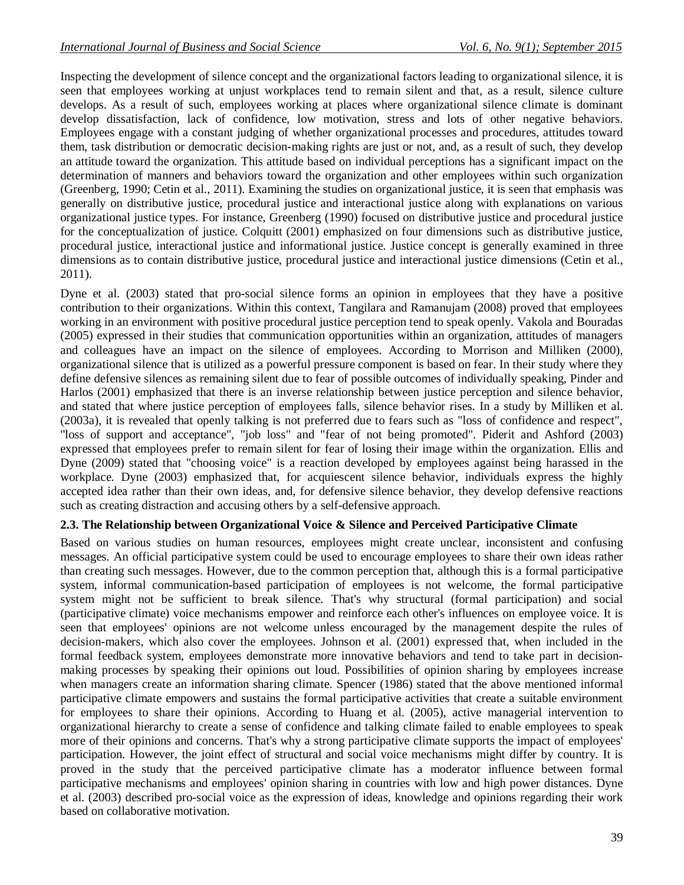Inspecting the development of silence concept and the organizational factors leading to organizational silence, it is seen that employees working at unjust workplaces tend to remain silent and that, as a result, silence culture develops. As a result of such, employees working at places where organizational silence climate is dominant develop dissatisfaction, lack of confidence, low motivation, stress and lots of other negative behaviors. Employees engage with a constant judging of whether organizational processes and procedures, attitudes toward them, task distribution or democratic decision-making rights are just or not, and, as a result of such, they develop an attitude toward the organization. This attitude based on individual perceptions has a significant impact on the determination of manners and behaviors toward the organization and other employees within such organization (Greenberg, 1990; Cetin et al., 2011). Examining the studies on organizational justice, it is seen that emphasis was generally on distributive justice, procedural justice and interactional justice along with explanations on various organizational justice types. For instance, Greenberg (1990) focused on distributive justice and procedural justice for the conceptualization of justice. Colquitt (2001) emphasized on four dimensions such as distributive justice, procedural justice, interactional justice and informational justice. Justice concept is generally examined in three dimensions as to contain distributive justice, procedural justice and interactional justice dimensions (Cetin et al., 2011).

Dyne et al. (2003) stated that pro-social silence forms an opinion in employees that they have a positive contribution to their organizations. Within this context, Tangilara and Ramanujam (2008) proved that employees working in an environment with positive procedural justice perception tend to speak openly. Vakola and Bouradas (2005) expressed in their studies that communication opportunities within an organization, attitudes of managers and colleagues have an impact on the silence of employees. According to Morrison and Milliken (2000), organizational silence that is utilized as a powerful pressure component is based on fear. In their study where they define defensive silences as remaining silent due to fear of possible outcomes of individually speaking, Pinder and Harlos (2001) emphasized that there is an inverse relationship between justice perception and silence behavior, and stated that where justice perception of employees falls, silence behavior rises. In a study by Milliken et al. (2003a), it is revealed that openly talking is not preferred due to fears such as "loss of confidence and respect", "loss of support and acceptance", "job loss" and "fear of not being promoted". Piderit and Ashford (2003) expressed that employees prefer to remain silent for fear of losing their image within the organization. Ellis and Dyne (2009) stated that "choosing voice" is a reaction developed by employees against being harassed in the workplace. Dyne (2003) emphasized that, for acquiescent silence behavior, individuals express the highly accepted idea rather than their own ideas, and, for defensive silence behavior, they develop defensive reactions such as creating distraction and accusing others by a self-defensive approach.

### 2.3. The Relationship between Organizational Voice & Silence and Perceived Participative Climate

Based on various studies on human resources, employees might create unclear, inconsistent and confusing messages. An official participative system could be used to encourage employees to share their own ideas rather than creating such messages. However, due to the common perception that, although this is a formal participative system, informal communication-based participation of employees is not welcome, the formal participative system might not be sufficient to break silence. That's why structural (formal participation) and social (participative climate) voice mechanisms empower and reinforce each other's influences on employee voice. It is seen that employees' opinions are not welcome unless encouraged by the management despite the rules of decision-makers, which also cover the employees. Johnson et al. (2001) expressed that, when included in the formal feedback system, employees demonstrate more innovative behaviors and tend to take part in decision-making processes by speaking their opinions out loud. Possibilities of opinion sharing by employees increase when managers create an information sharing climate. Spencer (1986) stated that the above mentioned informal participative climate empowers and sustains the formal participative activities that create a suitable environment for employees to share their opinions. According to Huang et al. (2005), active managerial intervention to organizational hierarchy to create a sense of confidence and talking climate failed to enable employees to speak more of their opinions and concerns. That's why a strong participative climate supports the impact of employees' participation. However, the joint effect of structural and social voice mechanisms might differ by country. It is proved in the study that the perceived participative climate has a moderator influence between formal participative mechanisms and employees' opinion sharing in countries with low and high power distances. Dyne et al. (2003) described pro-social voice as the expression of ideas, knowledge and opinions regarding their work based on collaborative motivation.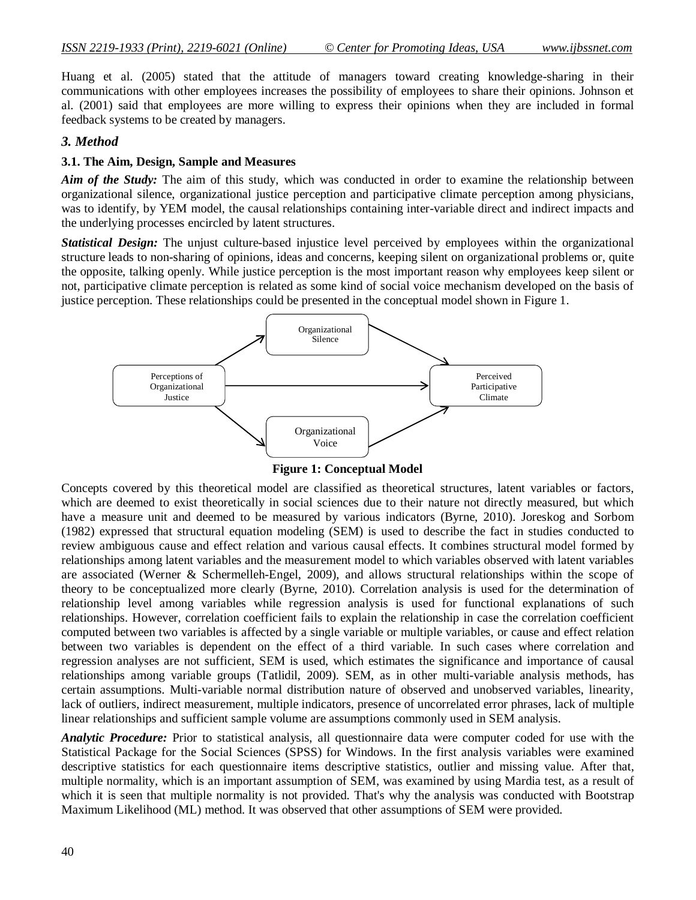Huang et al. (2005) stated that the attitude of managers toward creating knowledge-sharing in their communications with other employees increases the possibility of employees to share their opinions. Johnson et al. (2001) said that employees are more willing to express their opinions when they are included in formal feedback systems to be created by managers.

### *3. Method*

#### 3.1. The Aim, Design, Sample and Measures

***Aim of the Study:*** The aim of this study, which was conducted in order to examine the relationship between organizational silence, organizational justice perception and participative climate perception among physicians, was to identify, by YEM model, the causal relationships containing inter-variable direct and indirect impacts and the underlying processes encircled by latent structures.

***Statistical Design:*** The unjust culture-based injustice level perceived by employees within the organizational structure leads to non-sharing of opinions, ideas and concerns, keeping silent on organizational problems or, quite the opposite, talking openly. While justice perception is the most important reason why employees keep silent or not, participative climate perception is related as some kind of social voice mechanism developed on the basis of justice perception. These relationships could be presented in the conceptual model shown in Figure 1.

Organizational Silence

Perceptions of Organizational Justice

Perceived Participative Climate

Organizational Voice

**Figure 1: Conceptual Model**

Concepts covered by this theoretical model are classified as theoretical structures, latent variables or factors, which are deemed to exist theoretically in social sciences due to their nature not directly measured, but which have a measure unit and deemed to be measured by various indicators (Byrne, 2010). Joreskog and Sorbom (1982) expressed that structural equation modeling (SEM) is used to describe the fact in studies conducted to review ambiguous cause and effect relation and various causal effects. It combines structural model formed by relationships among latent variables and the measurement model to which variables observed with latent variables are associated (Werner & Schermelleh-Engel, 2009), and allows structural relationships within the scope of theory to be conceptualized more clearly (Byrne, 2010). Correlation analysis is used for the determination of relationship level among variables while regression analysis is used for functional explanations of such relationships. However, correlation coefficient fails to explain the relationship in case the correlation coefficient computed between two variables is affected by a single variable or multiple variables, or cause and effect relation between two variables is dependent on the effect of a third variable. In such cases where correlation and regression analyses are not sufficient, SEM is used, which estimates the significance and importance of causal relationships among variable groups (Tatlidil, 2009). SEM, as in other multi-variable analysis methods, has certain assumptions. Multi-variable normal distribution nature of observed and unobserved variables, linearity, lack of outliers, indirect measurement, multiple indicators, presence of uncorrelated error phrases, lack of multiple linear relationships and sufficient sample volume are assumptions commonly used in SEM analysis.

***Analytic Procedure:*** Prior to statistical analysis, all questionnaire data were computer coded for use with the Statistical Package for the Social Sciences (SPSS) for Windows. In the first analysis variables were examined descriptive statistics for each questionnaire items descriptive statistics, outlier and missing value. After that, multiple normality, which is an important assumption of SEM, was examined by using Mardia test, as a result of which it is seen that multiple normality is not provided. That's why the analysis was conducted with Bootstrap Maximum Likelihood (ML) method. It was observed that other assumptions of SEM were provided.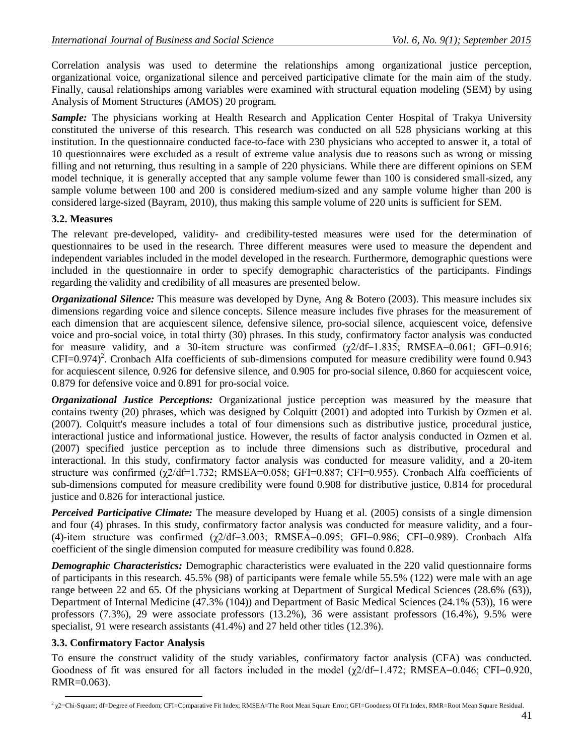Correlation analysis was used to determine the relationships among organizational justice perception, organizational voice, organizational silence and perceived participative climate for the main aim of the study. Finally, causal relationships among variables were examined with structural equation modeling (SEM) by using Analysis of Moment Structures (AMOS) 20 program.

***Sample:*** The physicians working at Health Research and Application Center Hospital of Trakya University constituted the universe of this research. This research was conducted on all 528 physicians working at this institution. In the questionnaire conducted face-to-face with 230 physicians who accepted to answer it, a total of 10 questionnaires were excluded as a result of extreme value analysis due to reasons such as wrong or missing filling and not returning, thus resulting in a sample of 220 physicians. While there are different opinions on SEM model technique, it is generally accepted that any sample volume fewer than 100 is considered small-sized, any sample volume between 100 and 200 is considered medium-sized and any sample volume higher than 200 is considered large-sized (Bayram, 2010), thus making this sample volume of 220 units is sufficient for SEM.

### 3.2. Measures

The relevant pre-developed, validity- and credibility-tested measures were used for the determination of questionnaires to be used in the research. Three different measures were used to measure the dependent and independent variables included in the model developed in the research. Furthermore, demographic questions were included in the questionnaire in order to specify demographic characteristics of the participants. Findings regarding the validity and credibility of all measures are presented below.

***Organizational Silence:*** This measure was developed by Dyne, Ang & Botero (2003). This measure includes six dimensions regarding voice and silence concepts. Silence measure includes five phrases for the measurement of each dimension that are acquiescent silence, defensive silence, pro-social silence, acquiescent voice, defensive voice and pro-social voice, in total thirty (30) phrases. In this study, confirmatory factor analysis was conducted for measure validity, and a 30-item structure was confirmed ($\chi2/df$=1.835; RMSEA=0.061; GFI=0.916; CFI=0.974)[2]. Cronbach Alfa coefficients of sub-dimensions computed for measure credibility were found 0.943 for acquiescent silence, 0.926 for defensive silence, and 0.905 for pro-social silence, 0.860 for acquiescent voice, 0.879 for defensive voice and 0.891 for pro-social voice.

***Organizational Justice Perceptions:*** Organizational justice perception was measured by the measure that contains twenty (20) phrases, which was designed by Colquitt (2001) and adopted into Turkish by Ozmen et al. (2007). Colquitt's measure includes a total of four dimensions such as distributive justice, procedural justice, interactional justice and informational justice. However, the results of factor analysis conducted in Ozmen et al. (2007) specified justice perception as to include three dimensions such as distributive, procedural and interactional. In this study, confirmatory factor analysis was conducted for measure validity, and a 20-item structure was confirmed ($\chi2/df$=1.732; RMSEA=0.058; GFI=0.887; CFI=0.955). Cronbach Alfa coefficients of sub-dimensions computed for measure credibility were found 0.908 for distributive justice, 0.814 for procedural justice and 0.826 for interactional justice.

***Perceived Participative Climate:*** The measure developed by Huang et al. (2005) consists of a single dimension and four (4) phrases. In this study, confirmatory factor analysis was conducted for measure validity, and a four-(4)-item structure was confirmed ($\chi2/df$=3.003; RMSEA=0.095; GFI=0.986; CFI=0.989). Cronbach Alfa coefficient of the single dimension computed for measure credibility was found 0.828.

***Demographic Characteristics:*** Demographic characteristics were evaluated in the 220 valid questionnaire forms of participants in this research. 45.5% (98) of participants were female while 55.5% (122) were male with an age range between 22 and 65. Of the physicians working at Department of Surgical Medical Sciences (28.6% (63)), Department of Internal Medicine (47.3% (104)) and Department of Basic Medical Sciences (24.1% (53)), 16 were professors (7.3%), 29 were associate professors (13.2%), 36 were assistant professors (16.4%), 9.5% were specialist, 91 were research assistants (41.4%) and 27 held other titles (12.3%).

### 3.3. Confirmatory Factor Analysis

To ensure the construct validity of the study variables, confirmatory factor analysis (CFA) was conducted. Goodness of fit was ensured for all factors included in the model ($\chi2/df$=1.472; RMSEA=0.046; CFI=0.920, RMR=0.063).

[2] $\chi2$=Chi-Square; df=Degree of Freedom; CFI=Comparative Fit Index; RMSEA=The Root Mean Square Error; GFI=Goodness Of Fit Index, RMR=Root Mean Square Residual.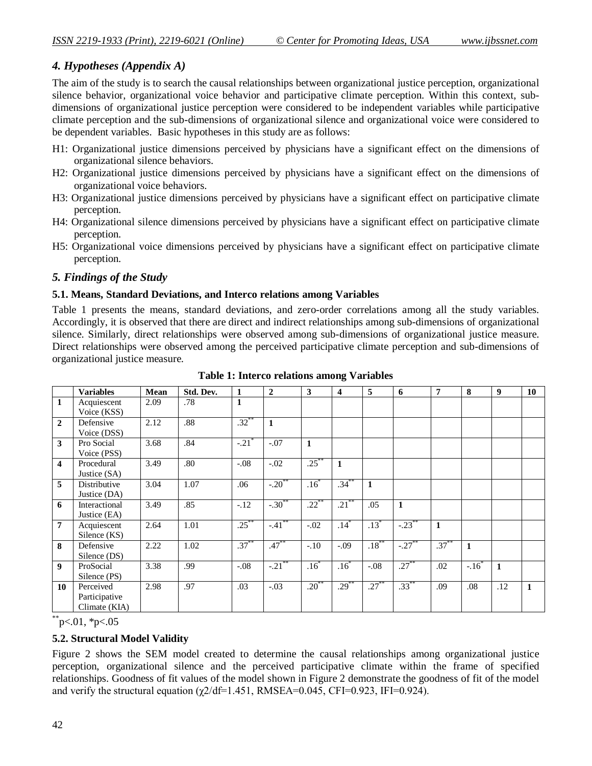## *4. Hypotheses (Appendix A)*

The aim of the study is to search the causal relationships between organizational justice perception, organizational silence behavior, organizational voice behavior and participative climate perception. Within this context, sub-dimensions of organizational justice perception were considered to be independent variables while participative climate perception and the sub-dimensions of organizational silence and organizational voice were considered to be dependent variables. Basic hypotheses in this study are as follows:

H1: Organizational justice dimensions perceived by physicians have a significant effect on the dimensions of organizational silence behaviors.

H2: Organizational justice dimensions perceived by physicians have a significant effect on the dimensions of organizational voice behaviors.

H3: Organizational justice dimensions perceived by physicians have a significant effect on participative climate perception.

H4: Organizational silence dimensions perceived by physicians have a significant effect on participative climate perception.

H5: Organizational voice dimensions perceived by physicians have a significant effect on participative climate perception.

## *5. Findings of the Study*

### 5.1. Means, Standard Deviations, and Interco relations among Variables

Table 1 presents the means, standard deviations, and zero-order correlations among all the study variables. Accordingly, it is observed that there are direct and indirect relationships among sub-dimensions of organizational silence. Similarly, direct relationships were observed among sub-dimensions of organizational justice measure. Direct relationships were observed among the perceived participative climate perception and sub-dimensions of organizational justice measure.

**Table 1: Interco relations among Variables**

| | Variables | Mean | Std. Dev. | 1 | 2 | 3 | 4 | 5 | 6 | 7 | 8 | 9 | 10 |
|---|---|---|---|---|---|---|---|---|---|---|---|---|---|
| **1** | Acquiescent Voice (KSS) | 2.09 | .78 | **1** | | | | | | | | | |
| **2** | Defensive Voice (DSS) | 2.12 | .88 | .32** | **1** | | | | | | | | |
| **3** | Pro Social Voice (PSS) | 3.68 | .84 | -.21* | -.07 | **1** | | | | | | | |
| **4** | Procedural Justice (SA) | 3.49 | .80 | -.08 | -.02 | .25** | **1** | | | | | | |
| **5** | Distributive Justice (DA) | 3.04 | 1.07 | .06 | -.20** | .16* | .34** | **1** | | | | | |
| **6** | Interactional Justice (EA) | 3.49 | .85 | -.12 | -.30** | .22** | .21** | .05 | **1** | | | | |
| **7** | Acquiescent Silence (KS) | 2.64 | 1.01 | .25** | -.41** | -.02 | .14* | .13* | -.23** | **1** | | | |
| **8** | Defensive Silence (DS) | 2.22 | 1.02 | .37** | .47** | -.10 | -.09 | .18** | -.27** | .37** | **1** | | |
| **9** | ProSocial Silence (PS) | 3.38 | .99 | -.08 | -.21** | .16* | .16* | -.08 | .27** | .02 | -.16* | **1** | |
| **10** | Perceived Participative Climate (KIA) | 2.98 | .97 | .03 | -.03 | .20** | .29** | .27** | .33** | .09 | .08 | .12 | **1** |

**p<.01, *p<.05

### 5.2. Structural Model Validity

Figure 2 shows the SEM model created to determine the causal relationships among organizational justice perception, organizational silence and the perceived participative climate within the frame of specified relationships. Goodness of fit values of the model shown in Figure 2 demonstrate the goodness of fit of the model and verify the structural equation ($\chi 2/df=1.451$, RMSEA=0.045, CFI=0.923, IFI=0.924).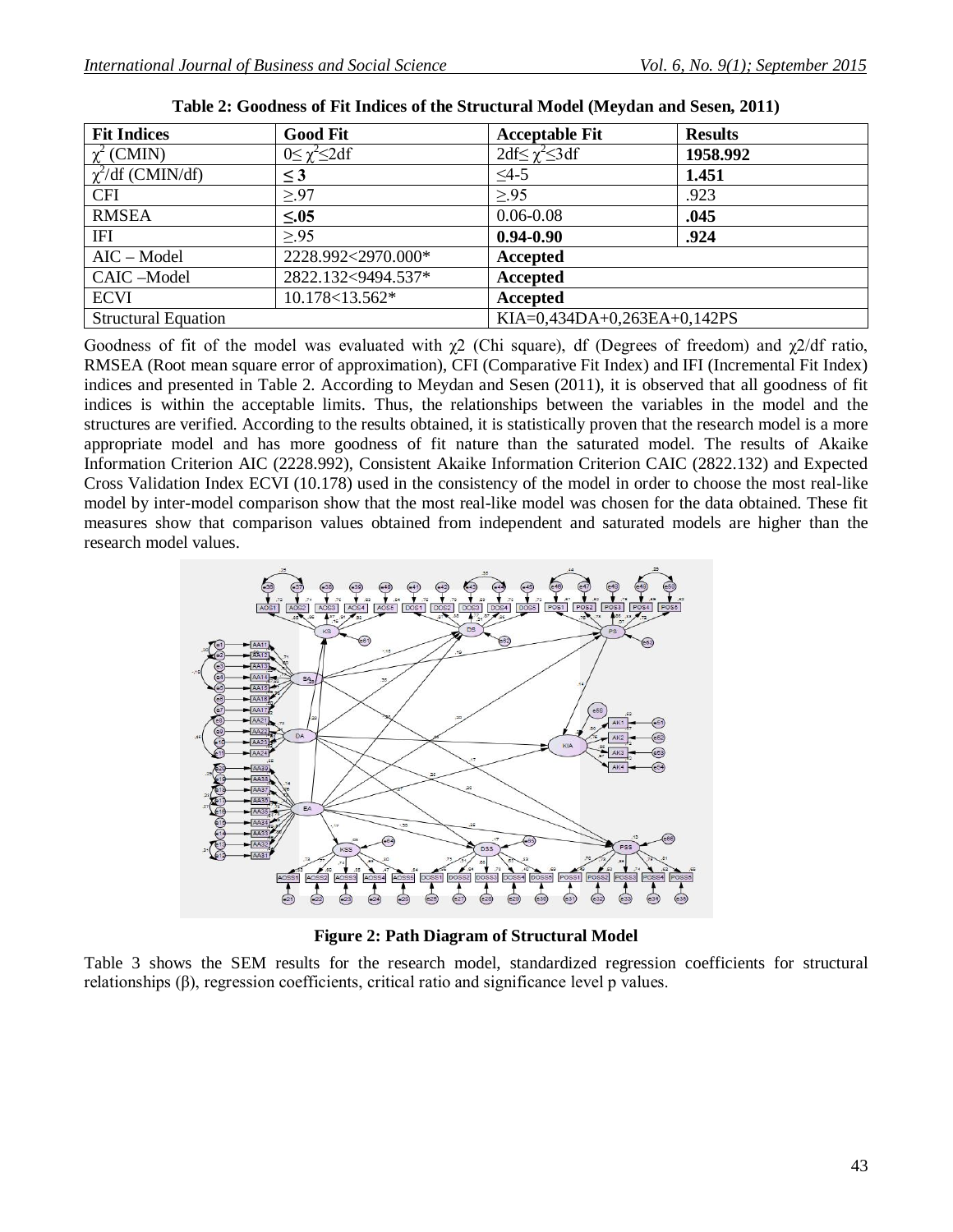**Table 2: Goodness of Fit Indices of the Structural Model (Meydan and Sesen, 2011)**

| Fit Indices | Good Fit | Acceptable Fit | Results |
|---|---|---|---|
| $\chi^2$ (CMIN) | $0 \leq \chi^2 \leq 2df$ | $2df \leq \chi^2 \leq 3df$ | **1958.992** |
| $\chi^2$/df (CMIN/df) | **≤ 3** | ≤4-5 | **1.451** |
| CFI | ≥.97 | ≥.95 | .923 |
| RMSEA | **≤.05** | 0.06-0.08 | **.045** |
| IFI | ≥.95 | **0.94-0.90** | **.924** |
| AIC – Model | 2228.992<2970.000* | **Accepted** | |
| CAIC –Model | 2822.132<9494.537* | **Accepted** | |
| ECVI | 10.178<13.562* | **Accepted** | |
| Structural Equation | | KIA=0,434DA+0,263EA+0,142PS | |

Goodness of fit of the model was evaluated with $\chi2$ (Chi square), df (Degrees of freedom) and $\chi2$/df ratio, RMSEA (Root mean square error of approximation), CFI (Comparative Fit Index) and IFI (Incremental Fit Index) indices and presented in Table 2. According to Meydan and Sesen (2011), it is observed that all goodness of fit indices is within the acceptable limits. Thus, the relationships between the variables in the model and the structures are verified. According to the results obtained, it is statistically proven that the research model is a more appropriate model and has more goodness of fit nature than the saturated model. The results of Akaike Information Criterion AIC (2228.992), Consistent Akaike Information Criterion CAIC (2822.132) and Expected Cross Validation Index ECVI (10.178) used in the consistency of the model in order to choose the most real-like model by inter-model comparison show that the most real-like model was chosen for the data obtained. These fit measures show that comparison values obtained from independent and saturated models are higher than the research model values.

**Figure 2: Path Diagram of Structural Model**

Table 3 shows the SEM results for the research model, standardized regression coefficients for structural relationships (β), regression coefficients, critical ratio and significance level p values.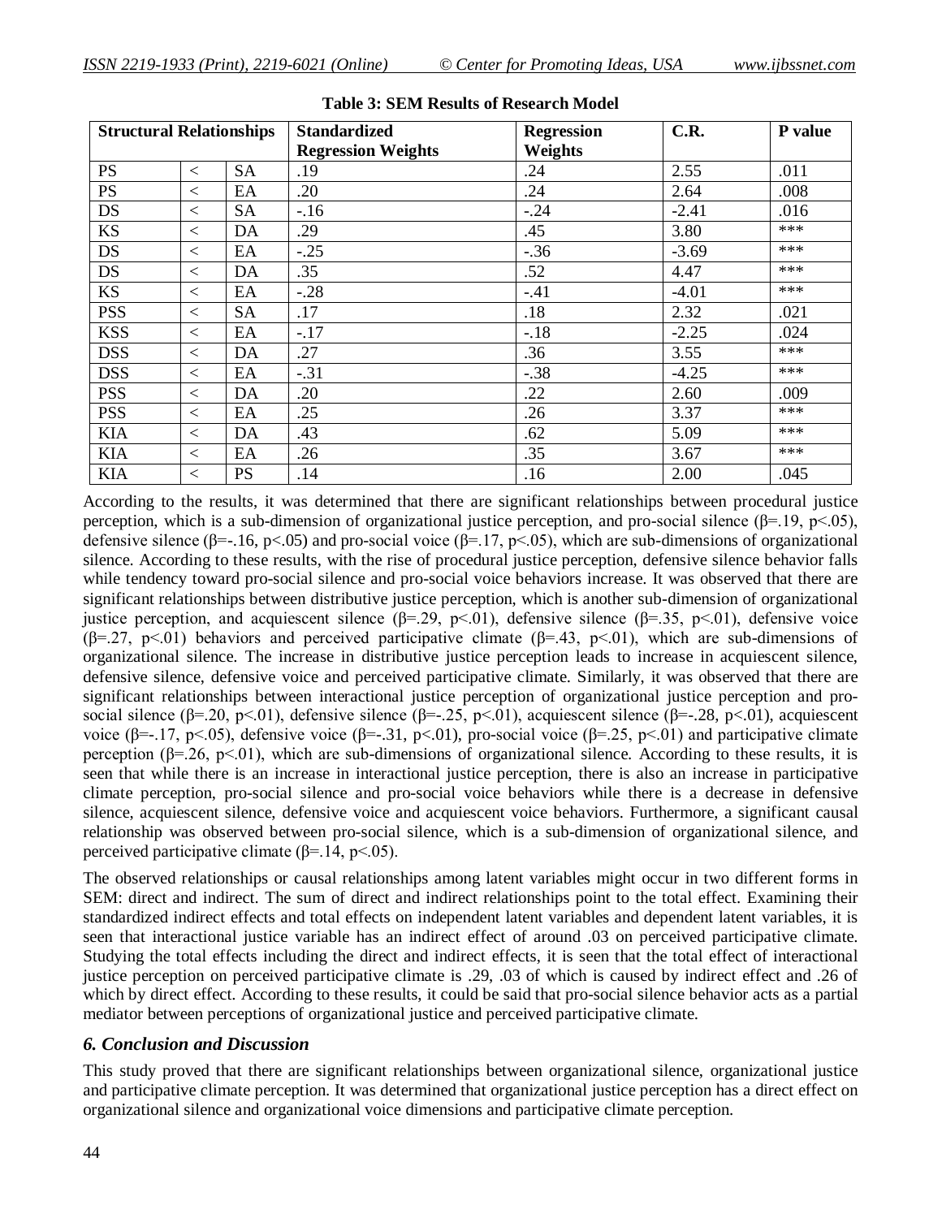**Table 3: SEM Results of Research Model**

| Structural Relationships | | | Standardized Regression Weights | Regression Weights | C.R. | P value |
|---|---|---|---|---|---|---|
| PS | < | SA | .19 | .24 | 2.55 | .011 |
| PS | < | EA | .20 | .24 | 2.64 | .008 |
| DS | < | SA | -.16 | -.24 | -2.41 | .016 |
| KS | < | DA | .29 | .45 | 3.80 | *** |
| DS | < | EA | -.25 | -.36 | -3.69 | *** |
| DS | < | DA | .35 | .52 | 4.47 | *** |
| KS | < | EA | -.28 | -.41 | -4.01 | *** |
| PSS | < | SA | .17 | .18 | 2.32 | .021 |
| KSS | < | EA | -.17 | -.18 | -2.25 | .024 |
| DSS | < | DA | .27 | .36 | 3.55 | *** |
| DSS | < | EA | -.31 | -.38 | -4.25 | *** |
| PSS | < | DA | .20 | .22 | 2.60 | .009 |
| PSS | < | EA | .25 | .26 | 3.37 | *** |
| KIA | < | DA | .43 | .62 | 5.09 | *** |
| KIA | < | EA | .26 | .35 | 3.67 | *** |
| KIA | < | PS | .14 | .16 | 2.00 | .045 |

According to the results, it was determined that there are significant relationships between procedural justice perception, which is a sub-dimension of organizational justice perception, and pro-social silence ($\beta$=.19, $p$<.05), defensive silence ($\beta$=-.16, $p$<.05) and pro-social voice ($\beta$=.17, $p$<.05), which are sub-dimensions of organizational silence. According to these results, with the rise of procedural justice perception, defensive silence behavior falls while tendency toward pro-social silence and pro-social voice behaviors increase. It was observed that there are significant relationships between distributive justice perception, which is another sub-dimension of organizational justice perception, and acquiescent silence ($\beta$=.29, $p$<.01), defensive silence ($\beta$=.35, $p$<.01), defensive voice ($\beta$=.27, $p$<.01) behaviors and perceived participative climate ($\beta$=.43, $p$<.01), which are sub-dimensions of organizational silence. The increase in distributive justice perception leads to increase in acquiescent silence, defensive silence, defensive voice and perceived participative climate. Similarly, it was observed that there are significant relationships between interactional justice perception of organizational justice perception and pro-social silence ($\beta$=.20, $p$<.01), defensive silence ($\beta$=-.25, $p$<.01), acquiescent silence ($\beta$=-.28, $p$<.01), acquiescent voice ($\beta$=-.17, $p$<.05), defensive voice ($\beta$=-.31, $p$<.01), pro-social voice ($\beta$=.25, $p$<.01) and participative climate perception ($\beta$=.26, $p$<.01), which are sub-dimensions of organizational silence. According to these results, it is seen that while there is an increase in interactional justice perception, there is also an increase in participative climate perception, pro-social silence and pro-social voice behaviors while there is a decrease in defensive silence, acquiescent silence, defensive voice and acquiescent voice behaviors. Furthermore, a significant causal relationship was observed between pro-social silence, which is a sub-dimension of organizational silence, and perceived participative climate ($\beta$=.14, $p$<.05).

The observed relationships or causal relationships among latent variables might occur in two different forms in SEM: direct and indirect. The sum of direct and indirect relationships point to the total effect. Examining their standardized indirect effects and total effects on independent latent variables and dependent latent variables, it is seen that interactional justice variable has an indirect effect of around .03 on perceived participative climate. Studying the total effects including the direct and indirect effects, it is seen that the total effect of interactional justice perception on perceived participative climate is .29, .03 of which is caused by indirect effect and .26 of which by direct effect. According to these results, it could be said that pro-social silence behavior acts as a partial mediator between perceptions of organizational justice and perceived participative climate.

### *6. Conclusion and Discussion*

This study proved that there are significant relationships between organizational silence, organizational justice and participative climate perception. It was determined that organizational justice perception has a direct effect on organizational silence and organizational voice dimensions and participative climate perception.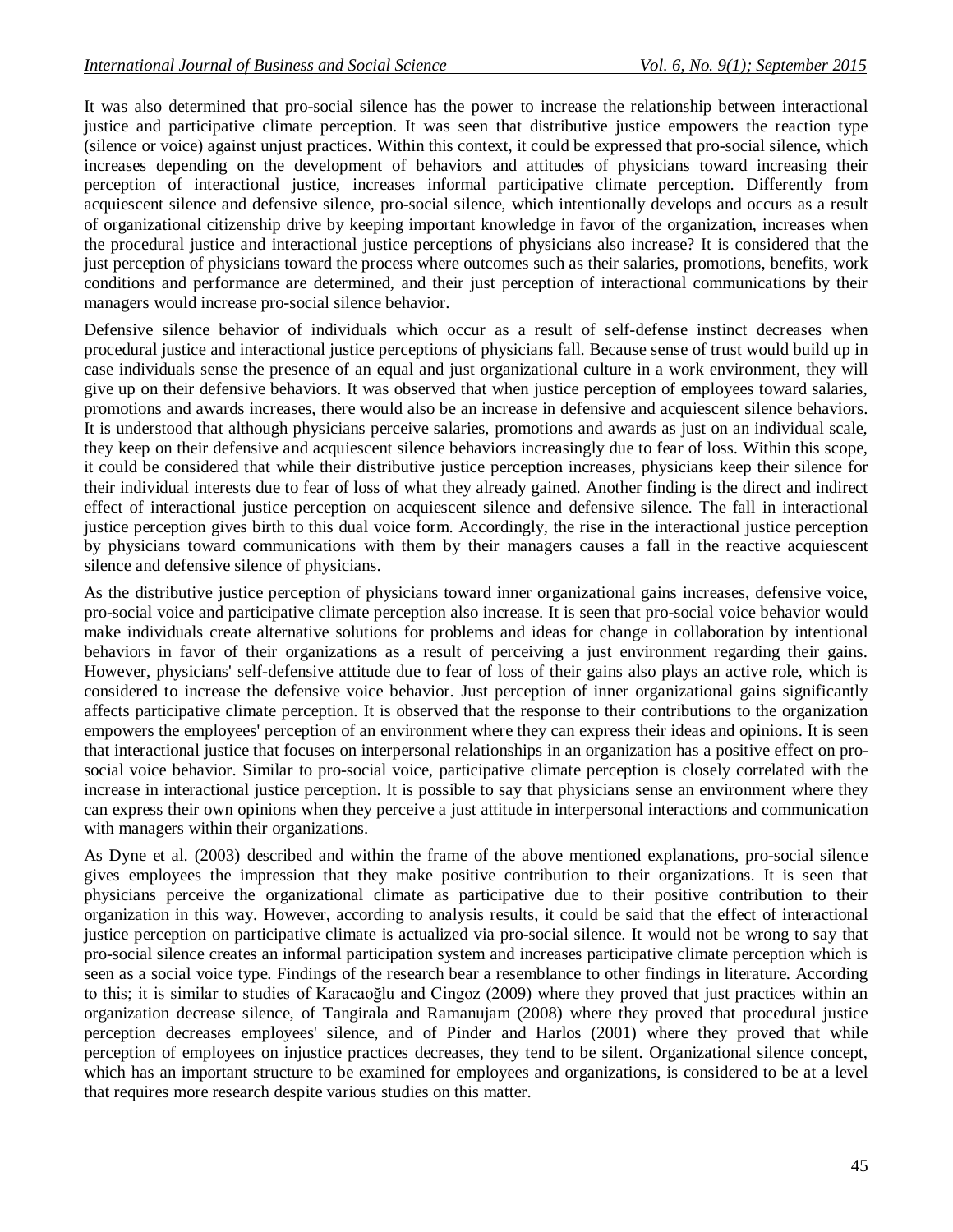It was also determined that pro-social silence has the power to increase the relationship between interactional justice and participative climate perception. It was seen that distributive justice empowers the reaction type (silence or voice) against unjust practices. Within this context, it could be expressed that pro-social silence, which increases depending on the development of behaviors and attitudes of physicians toward increasing their perception of interactional justice, increases informal participative climate perception. Differently from acquiescent silence and defensive silence, pro-social silence, which intentionally develops and occurs as a result of organizational citizenship drive by keeping important knowledge in favor of the organization, increases when the procedural justice and interactional justice perceptions of physicians also increase? It is considered that the just perception of physicians toward the process where outcomes such as their salaries, promotions, benefits, work conditions and performance are determined, and their just perception of interactional communications by their managers would increase pro-social silence behavior.

Defensive silence behavior of individuals which occur as a result of self-defense instinct decreases when procedural justice and interactional justice perceptions of physicians fall. Because sense of trust would build up in case individuals sense the presence of an equal and just organizational culture in a work environment, they will give up on their defensive behaviors. It was observed that when justice perception of employees toward salaries, promotions and awards increases, there would also be an increase in defensive and acquiescent silence behaviors. It is understood that although physicians perceive salaries, promotions and awards as just on an individual scale, they keep on their defensive and acquiescent silence behaviors increasingly due to fear of loss. Within this scope, it could be considered that while their distributive justice perception increases, physicians keep their silence for their individual interests due to fear of loss of what they already gained. Another finding is the direct and indirect effect of interactional justice perception on acquiescent silence and defensive silence. The fall in interactional justice perception gives birth to this dual voice form. Accordingly, the rise in the interactional justice perception by physicians toward communications with them by their managers causes a fall in the reactive acquiescent silence and defensive silence of physicians.

As the distributive justice perception of physicians toward inner organizational gains increases, defensive voice, pro-social voice and participative climate perception also increase. It is seen that pro-social voice behavior would make individuals create alternative solutions for problems and ideas for change in collaboration by intentional behaviors in favor of their organizations as a result of perceiving a just environment regarding their gains. However, physicians' self-defensive attitude due to fear of loss of their gains also plays an active role, which is considered to increase the defensive voice behavior. Just perception of inner organizational gains significantly affects participative climate perception. It is observed that the response to their contributions to the organization empowers the employees' perception of an environment where they can express their ideas and opinions. It is seen that interactional justice that focuses on interpersonal relationships in an organization has a positive effect on pro-social voice behavior. Similar to pro-social voice, participative climate perception is closely correlated with the increase in interactional justice perception. It is possible to say that physicians sense an environment where they can express their own opinions when they perceive a just attitude in interpersonal interactions and communication with managers within their organizations.

As Dyne et al. (2003) described and within the frame of the above mentioned explanations, pro-social silence gives employees the impression that they make positive contribution to their organizations. It is seen that physicians perceive the organizational climate as participative due to their positive contribution to their organization in this way. However, according to analysis results, it could be said that the effect of interactional justice perception on participative climate is actualized via pro-social silence. It would not be wrong to say that pro-social silence creates an informal participation system and increases participative climate perception which is seen as a social voice type. Findings of the research bear a resemblance to other findings in literature. According to this; it is similar to studies of Karacaoğlu and Cingoz (2009) where they proved that just practices within an organization decrease silence, of Tangirala and Ramanujam (2008) where they proved that procedural justice perception decreases employees' silence, and of Pinder and Harlos (2001) where they proved that while perception of employees on injustice practices decreases, they tend to be silent. Organizational silence concept, which has an important structure to be examined for employees and organizations, is considered to be at a level that requires more research despite various studies on this matter.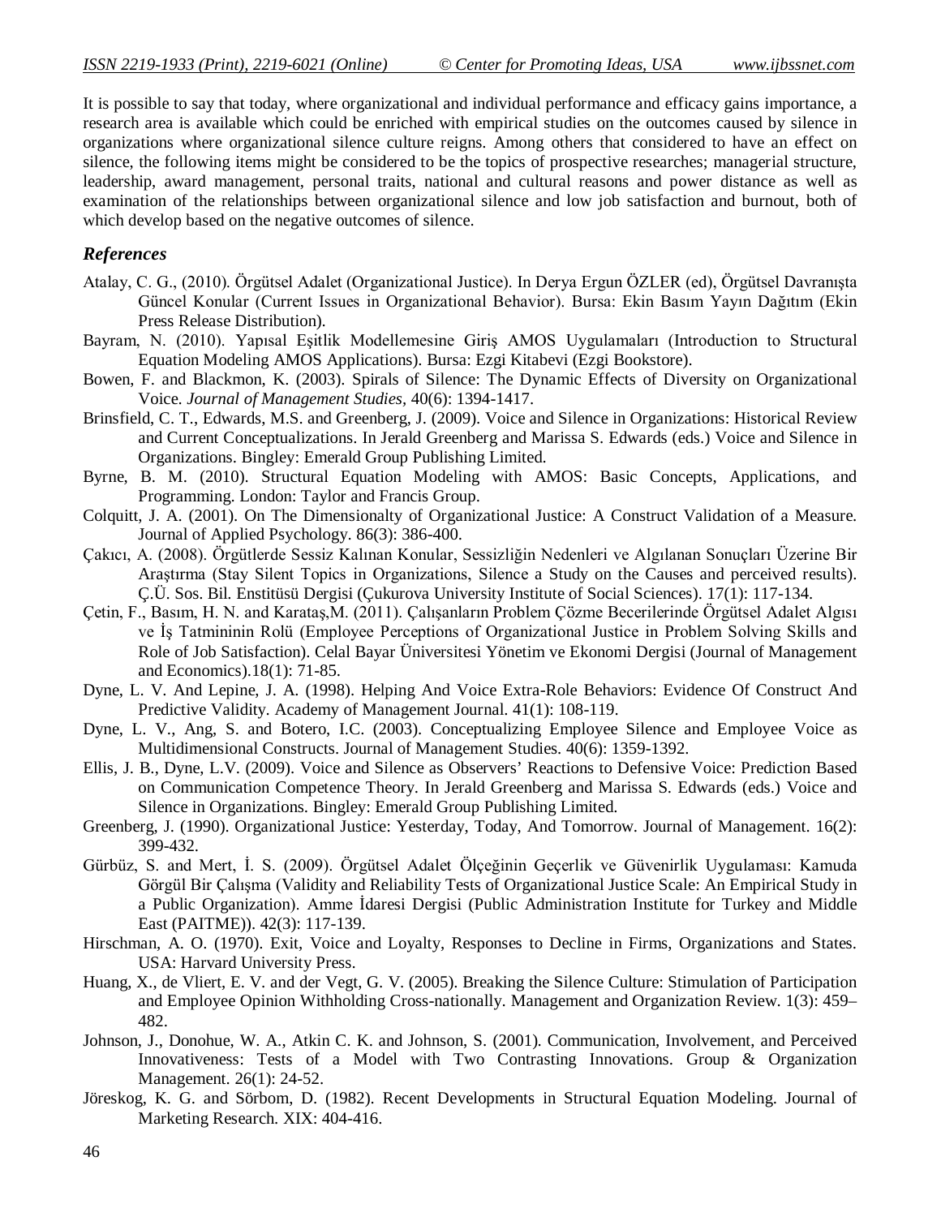It is possible to say that today, where organizational and individual performance and efficacy gains importance, a research area is available which could be enriched with empirical studies on the outcomes caused by silence in organizations where organizational silence culture reigns. Among others that considered to have an effect on silence, the following items might be considered to be the topics of prospective researches; managerial structure, leadership, award management, personal traits, national and cultural reasons and power distance as well as examination of the relationships between organizational silence and low job satisfaction and burnout, both of which develop based on the negative outcomes of silence.

## *References*

Atalay, C. G., (2010). Örgütsel Adalet (Organizational Justice). In Derya Ergun ÖZLER (ed), Örgütsel Davranışta Güncel Konular (Current Issues in Organizational Behavior). Bursa: Ekin Basım Yayın Dağıtım (Ekin Press Release Distribution).

Bayram, N. (2010). Yapısal Eşitlik Modellemesine Giriş AMOS Uygulamaları (Introduction to Structural Equation Modeling AMOS Applications). Bursa: Ezgi Kitabevi (Ezgi Bookstore).

Bowen, F. and Blackmon, K. (2003). Spirals of Silence: The Dynamic Effects of Diversity on Organizational Voice. *Journal of Management Studies*, 40(6): 1394-1417.

Brinsfield, C. T., Edwards, M.S. and Greenberg, J. (2009). Voice and Silence in Organizations: Historical Review and Current Conceptualizations. In Jerald Greenberg and Marissa S. Edwards (eds.) Voice and Silence in Organizations. Bingley: Emerald Group Publishing Limited.

Byrne, B. M. (2010). Structural Equation Modeling with AMOS: Basic Concepts, Applications, and Programming. London: Taylor and Francis Group.

Colquitt, J. A. (2001). On The Dimensionalty of Organizational Justice: A Construct Validation of a Measure. Journal of Applied Psychology. 86(3): 386-400.

Çakıcı, A. (2008). Örgütlerde Sessiz Kalınan Konular, Sessizliğin Nedenleri ve Algılanan Sonuçları Üzerine Bir Araştırma (Stay Silent Topics in Organizations, Silence a Study on the Causes and perceived results). Ç.Ü. Sos. Bil. Enstitüsü Dergisi (Çukurova University Institute of Social Sciences). 17(1): 117-134.

Çetin, F., Basım, H. N. and Karataş,M. (2011). Çalışanların Problem Çözme Becerilerinde Örgütsel Adalet Algısı ve İş Tatmininin Rolü (Employee Perceptions of Organizational Justice in Problem Solving Skills and Role of Job Satisfaction). Celal Bayar Üniversitesi Yönetim ve Ekonomi Dergisi (Journal of Management and Economics).18(1): 71-85.

Dyne, L. V. And Lepine, J. A. (1998). Helping And Voice Extra-Role Behaviors: Evidence Of Construct And Predictive Validity. Academy of Management Journal. 41(1): 108-119.

Dyne, L. V., Ang, S. and Botero, I.C. (2003). Conceptualizing Employee Silence and Employee Voice as Multidimensional Constructs. Journal of Management Studies. 40(6): 1359-1392.

Ellis, J. B., Dyne, L.V. (2009). Voice and Silence as Observers' Reactions to Defensive Voice: Prediction Based on Communication Competence Theory. In Jerald Greenberg and Marissa S. Edwards (eds.) Voice and Silence in Organizations. Bingley: Emerald Group Publishing Limited.

Greenberg, J. (1990). Organizational Justice: Yesterday, Today, And Tomorrow. Journal of Management. 16(2): 399-432.

Gürbüz, S. and Mert, İ. S. (2009). Örgütsel Adalet Ölçeğinin Geçerlik ve Güvenirlik Uygulaması: Kamuda Görgül Bir Çalışma (Validity and Reliability Tests of Organizational Justice Scale: An Empirical Study in a Public Organization). Amme İdaresi Dergisi (Public Administration Institute for Turkey and Middle East (PAITME)). 42(3): 117-139.

Hirschman, A. O. (1970). Exit, Voice and Loyalty, Responses to Decline in Firms, Organizations and States. USA: Harvard University Press.

Huang, X., de Vliert, E. V. and der Vegt, G. V. (2005). Breaking the Silence Culture: Stimulation of Participation and Employee Opinion Withholding Cross-nationally. Management and Organization Review. 1(3): 459–482.

Johnson, J., Donohue, W. A., Atkin C. K. and Johnson, S. (2001). Communication, Involvement, and Perceived Innovativeness: Tests of a Model with Two Contrasting Innovations. Group & Organization Management. 26(1): 24-52.

Jöreskog, K. G. and Sörbom, D. (1982). Recent Developments in Structural Equation Modeling. Journal of Marketing Research. XIX: 404-416.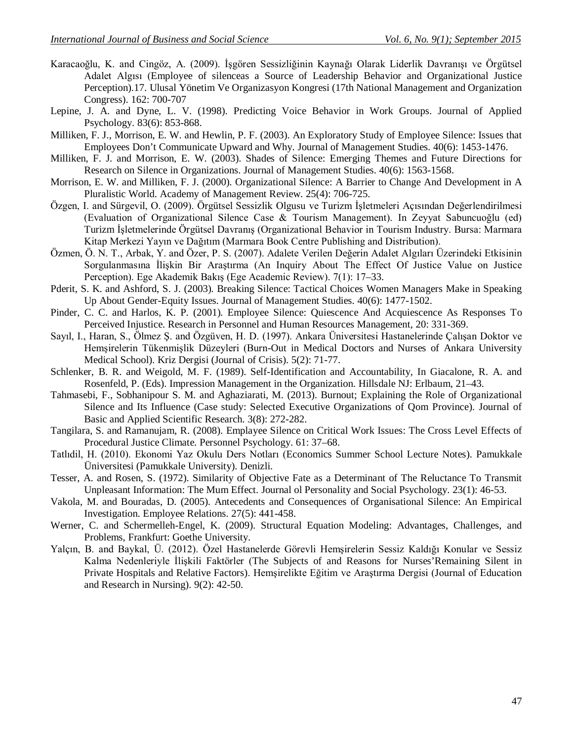Karacaoğlu, K. and Cingöz, A. (2009). İşgören Sessizliğinin Kaynağı Olarak Liderlik Davranışı ve Örgütsel Adalet Algısı (Employee of silenceas a Source of Leadership Behavior and Organizational Justice Perception).17. Ulusal Yönetim Ve Organizasyon Kongresi (17th National Management and Organization Congress). 162: 700-707

Lepine, J. A. and Dyne, L. V. (1998). Predicting Voice Behavior in Work Groups. Journal of Applied Psychology. 83(6): 853-868.

Milliken, F. J., Morrison, E. W. and Hewlin, P. F. (2003). An Exploratory Study of Employee Silence: Issues that Employees Don't Communicate Upward and Why. Journal of Management Studies. 40(6): 1453-1476.

Milliken, F. J. and Morrison, E. W. (2003). Shades of Silence: Emerging Themes and Future Directions for Research on Silence in Organizations. Journal of Management Studies. 40(6): 1563-1568.

Morrison, E. W. and Milliken, F. J. (2000). Organizational Silence: A Barrier to Change And Development in A Pluralistic World. Academy of Management Review. 25(4): 706-725.

Özgen, I. and Sürgevil, O. (2009). Örgütsel Sessizlik Olgusu ve Turizm İşletmeleri Açısından Değerlendirilmesi (Evaluation of Organizational Silence Case & Tourism Management). In Zeyyat Sabuncuoğlu (ed) Turizm İşletmelerinde Örgütsel Davranış (Organizational Behavior in Tourism Industry. Bursa: Marmara Kitap Merkezi Yayın ve Dağıtım (Marmara Book Centre Publishing and Distribution).

Özmen, Ö. N. T., Arbak, Y. and Özer, P. S. (2007). Adalete Verilen Değerin Adalet Algıları Üzerindeki Etkisinin Sorgulanmasına İlişkin Bir Araştırma (An Inquiry About The Effect Of Justice Value on Justice Perception). Ege Akademik Bakış (Ege Academic Review). 7(1): 17–33.

Pderit, S. K. and Ashford, S. J. (2003). Breaking Silence: Tactical Choices Women Managers Make in Speaking Up About Gender-Equity Issues. Journal of Management Studies. 40(6): 1477-1502.

Pinder, C. C. and Harlos, K. P. (2001). Employee Silence: Quiescence And Acquiescence As Responses To Perceived Injustice. Research in Personnel and Human Resources Management, 20: 331-369.

Sayıl, I., Haran, S., Ölmez Ş. and Özgüven, H. D. (1997). Ankara Üniversitesi Hastanelerinde Çalışan Doktor ve Hemşirelerin Tükenmişlik Düzeyleri (Burn-Out in Medical Doctors and Nurses of Ankara University Medical School). Kriz Dergisi (Journal of Crisis). 5(2): 71-77.

Schlenker, B. R. and Weigold, M. F. (1989). Self-Identification and Accountability, In Giacalone, R. A. and Rosenfeld, P. (Eds). Impression Management in the Organization. Hillsdale NJ: Erlbaum, 21–43.

Tahmasebi, F., Sobhanipour S. M. and Aghaziarati, M. (2013). Burnout; Explaining the Role of Organizational Silence and Its Influence (Case study: Selected Executive Organizations of Qom Province). Journal of Basic and Applied Scientific Research. 3(8): 272-282.

Tangilara, S. and Ramanujam, R. (2008). Emplayee Silence on Critical Work Issues: The Cross Level Effects of Procedural Justice Climate. Personnel Psychology. 61: 37–68.

Tatlıdil, H. (2010). Ekonomi Yaz Okulu Ders Notları (Economics Summer School Lecture Notes). Pamukkale Üniversitesi (Pamukkale University). Denizli.

Tesser, A. and Rosen, S. (1972). Similarity of Objective Fate as a Determinant of The Reluctance To Transmit Unpleasant Information: The Mum Effect. Journal ol Personality and Social Psychology. 23(1): 46-53.

Vakola, M. and Bouradas, D. (2005). Antecedents and Consequences of Organisational Silence: An Empirical Investigation. Employee Relations. 27(5): 441-458.

Werner, C. and Schermelleh-Engel, K. (2009). Structural Equation Modeling: Advantages, Challenges, and Problems, Frankfurt: Goethe University.

Yalçın, B. and Baykal, Ü. (2012). Özel Hastanelerde Görevli Hemşirelerin Sessiz Kaldığı Konular ve Sessiz Kalma Nedenleriyle İlişkili Faktörler (The Subjects of and Reasons for Nurses'Remaining Silent in Private Hospitals and Relative Factors). Hemşirelikte Eğitim ve Araştırma Dergisi (Journal of Education and Research in Nursing). 9(2): 42-50.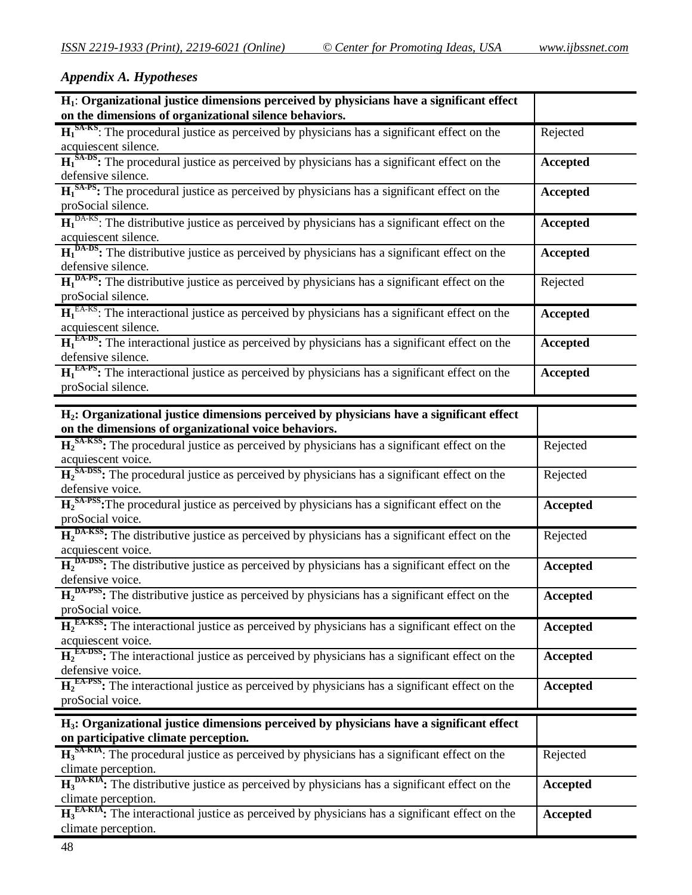### *Appendix A. Hypotheses*

| **$H_1$: Organizational justice dimensions perceived by physicians have a significant effect on the dimensions of organizational silence behaviors.** | |
|---|---|
| **$H_1^{SA\text{-}KS}$**: The procedural justice as perceived by physicians has a significant effect on the acquiescent silence. | Rejected |
| **$H_1^{SA\text{-}DS}$:** The procedural justice as perceived by physicians has a significant effect on the defensive silence. | **Accepted** |
| **$H_1^{SA\text{-}PS}$:** The procedural justice as perceived by physicians has a significant effect on the proSocial silence. | **Accepted** |
| **$H_1^{DA\text{-}KS}$**: The distributive justice as perceived by physicians has a significant effect on the acquiescent silence. | **Accepted** |
| **$H_1^{DA\text{-}DS}$:** The distributive justice as perceived by physicians has a significant effect on the defensive silence. | **Accepted** |
| **$H_1^{DA\text{-}PS}$:** The distributive justice as perceived by physicians has a significant effect on the proSocial silence. | Rejected |
| **$H_1^{EA\text{-}KS}$**: The interactional justice as perceived by physicians has a significant effect on the acquiescent silence. | **Accepted** |
| **$H_1^{EA\text{-}DS}$:** The interactional justice as perceived by physicians has a significant effect on the defensive silence. | **Accepted** |
| **$H_1^{EA\text{-}PS}$:** The interactional justice as perceived by physicians has a significant effect on the proSocial silence. | **Accepted** |

| **$H_2$: Organizational justice dimensions perceived by physicians have a significant effect on the dimensions of organizational voice behaviors.** | |
|---|---|
| **$H_2^{SA\text{-}KSS}$:** The procedural justice as perceived by physicians has a significant effect on the acquiescent voice. | Rejected |
| **$H_2^{SA\text{-}DSS}$:** The procedural justice as perceived by physicians has a significant effect on the defensive voice. | Rejected |
| **$H_2^{SA\text{-}PSS}$:**The procedural justice as perceived by physicians has a significant effect on the proSocial voice. | **Accepted** |
| **$H_2^{DA\text{-}KSS}$:** The distributive justice as perceived by physicians has a significant effect on the acquiescent voice. | Rejected |
| **$H_2^{DA\text{-}DSS}$:** The distributive justice as perceived by physicians has a significant effect on the defensive voice. | **Accepted** |
| **$H_2^{DA\text{-}PSS}$:** The distributive justice as perceived by physicians has a significant effect on the proSocial voice. | **Accepted** |
| **$H_2^{EA\text{-}KSS}$:** The interactional justice as perceived by physicians has a significant effect on the acquiescent voice. | **Accepted** |
| **$H_2^{EA\text{-}DSS}$:** The interactional justice as perceived by physicians has a significant effect on the defensive voice. | **Accepted** |
| **$H_2^{EA\text{-}PSS}$:** The interactional justice as perceived by physicians has a significant effect on the proSocial voice. | **Accepted** |

| **$H_3$: Organizational justice dimensions perceived by physicians have a significant effect on participative climate perception.** | |
|---|---|
| **$H_3^{SA\text{-}KIA}$**: The procedural justice as perceived by physicians has a significant effect on the climate perception. | Rejected |
| **$H_3^{DA\text{-}KIA}$:** The distributive justice as perceived by physicians has a significant effect on the climate perception. | **Accepted** |
| **$H_3^{EA\text{-}KIA}$:** The interactional justice as perceived by physicians has a significant effect on the climate perception. | **Accepted** |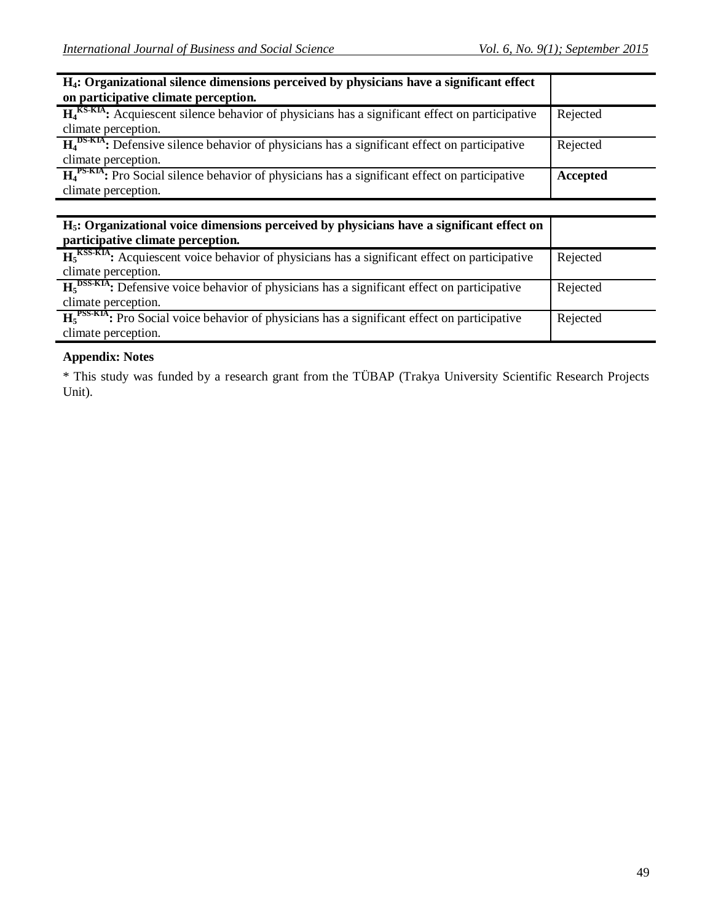| **$H_4$: Organizational silence dimensions perceived by physicians have a significant effect on participative climate perception.** | |
|---|---|
| **$H_4^{KS\text{-}KIA}$:** Acquiescent silence behavior of physicians has a significant effect on participative climate perception. | Rejected |
| **$H_4^{DS\text{-}KIA}$:** Defensive silence behavior of physicians has a significant effect on participative climate perception. | Rejected |
| **$H_4^{PS\text{-}KIA}$:** Pro Social silence behavior of physicians has a significant effect on participative climate perception. | **Accepted** |

| **$H_5$: Organizational voice dimensions perceived by physicians have a significant effect on participative climate perception.** | |
|---|---|
| **$H_5^{KSS\text{-}KIA}$:** Acquiescent voice behavior of physicians has a significant effect on participative climate perception. | Rejected |
| **$H_5^{DSS\text{-}KIA}$:** Defensive voice behavior of physicians has a significant effect on participative climate perception. | Rejected |
| **$H_5^{PSS\text{-}KIA}$:** Pro Social voice behavior of physicians has a significant effect on participative climate perception. | Rejected |

**Appendix: Notes**

* This study was funded by a research grant from the TÜBAP (Trakya University Scientific Research Projects Unit).